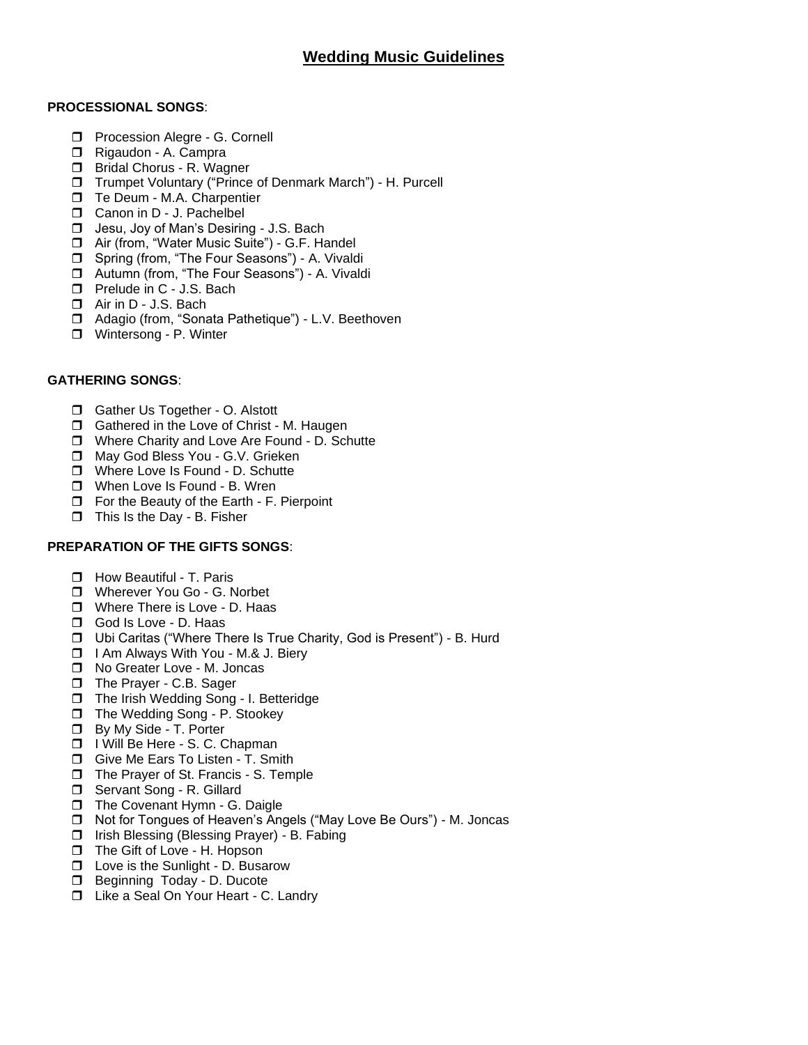# Wedding Music Guidelines

**PROCESSIONAL SONGS**:

- ❒ Procession Alegre - G. Cornell
- ❒ Rigaudon - A. Campra
- ❒ Bridal Chorus - R. Wagner
- ❒ Trumpet Voluntary ("Prince of Denmark March") - H. Purcell
- ❒ Te Deum - M.A. Charpentier
- ❒ Canon in D - J. Pachelbel
- ❒ Jesu, Joy of Man's Desiring - J.S. Bach
- ❒ Air (from, "Water Music Suite") - G.F. Handel
- ❒ Spring (from, "The Four Seasons") - A. Vivaldi
- ❒ Autumn (from, "The Four Seasons") - A. Vivaldi
- ❒ Prelude in C - J.S. Bach
- ❒ Air in D - J.S. Bach
- ❒ Adagio (from, "Sonata Pathetique") - L.V. Beethoven
- ❒ Wintersong - P. Winter

**GATHERING SONGS**:

- ❒ Gather Us Together - O. Alstott
- ❒ Gathered in the Love of Christ - M. Haugen
- ❒ Where Charity and Love Are Found - D. Schutte
- ❒ May God Bless You - G.V. Grieken
- ❒ Where Love Is Found - D. Schutte
- ❒ When Love Is Found - B. Wren
- ❒ For the Beauty of the Earth - F. Pierpoint
- ❒ This Is the Day - B. Fisher

**PREPARATION OF THE GIFTS SONGS**:

- ❒ How Beautiful - T. Paris
- ❒ Wherever You Go - G. Norbet
- ❒ Where There is Love - D. Haas
- ❒ God Is Love - D. Haas
- ❒ Ubi Caritas ("Where There Is True Charity, God is Present") - B. Hurd
- ❒ I Am Always With You - M.& J. Biery
- ❒ No Greater Love - M. Joncas
- ❒ The Prayer - C.B. Sager
- ❒ The Irish Wedding Song - I. Betteridge
- ❒ The Wedding Song - P. Stookey
- ❒ By My Side - T. Porter
- ❒ I Will Be Here - S. C. Chapman
- ❒ Give Me Ears To Listen - T. Smith
- ❒ The Prayer of St. Francis - S. Temple
- ❒ Servant Song - R. Gillard
- ❒ The Covenant Hymn - G. Daigle
- ❒ Not for Tongues of Heaven's Angels ("May Love Be Ours") - M. Joncas
- ❒ Irish Blessing (Blessing Prayer) - B. Fabing
- ❒ The Gift of Love - H. Hopson
- ❒ Love is the Sunlight - D. Busarow
- ❒ Beginning Today - D. Ducote
- ❒ Like a Seal On Your Heart - C. Landry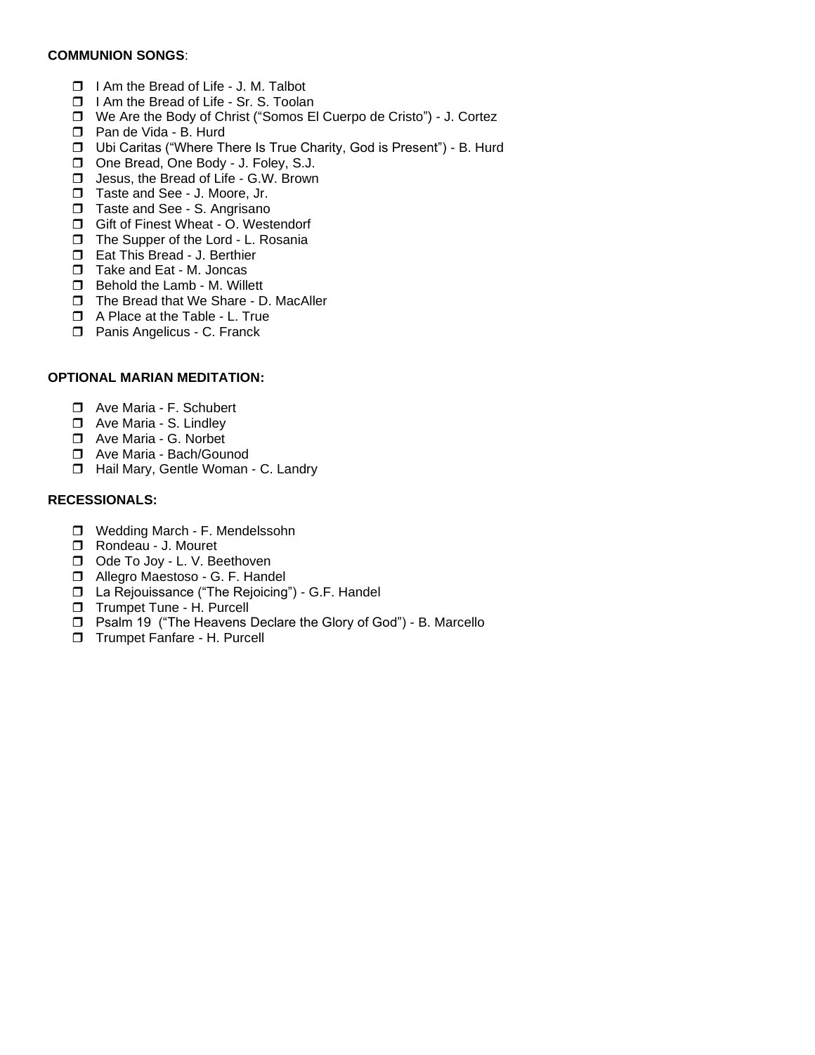**COMMUNION SONGS**:

- ❒ I Am the Bread of Life - J. M. Talbot
- ❒ I Am the Bread of Life - Sr. S. Toolan
- ❒ We Are the Body of Christ ("Somos El Cuerpo de Cristo") - J. Cortez
- ❒ Pan de Vida - B. Hurd
- ❒ Ubi Caritas ("Where There Is True Charity, God is Present") - B. Hurd
- ❒ One Bread, One Body - J. Foley, S.J.
- ❒ Jesus, the Bread of Life - G.W. Brown
- ❒ Taste and See - J. Moore, Jr.
- ❒ Taste and See - S. Angrisano
- ❒ Gift of Finest Wheat - O. Westendorf
- ❒ The Supper of the Lord - L. Rosania
- ❒ Eat This Bread - J. Berthier
- ❒ Take and Eat - M. Joncas
- ❒ Behold the Lamb - M. Willett
- ❒ The Bread that We Share - D. MacAller
- ❒ A Place at the Table - L. True
- ❒ Panis Angelicus - C. Franck

**OPTIONAL MARIAN MEDITATION:**

- ❒ Ave Maria - F. Schubert
- ❒ Ave Maria - S. Lindley
- ❒ Ave Maria - G. Norbet
- ❒ Ave Maria - Bach/Gounod
- ❒ Hail Mary, Gentle Woman - C. Landry

**RECESSIONALS:**

- ❒ Wedding March - F. Mendelssohn
- ❒ Rondeau - J. Mouret
- ❒ Ode To Joy - L. V. Beethoven
- ❒ Allegro Maestoso - G. F. Handel
- ❒ La Rejouissance ("The Rejoicing") - G.F. Handel
- ❒ Trumpet Tune - H. Purcell
- ❒ Psalm 19 ("The Heavens Declare the Glory of God") - B. Marcello
- ❒ Trumpet Fanfare - H. Purcell